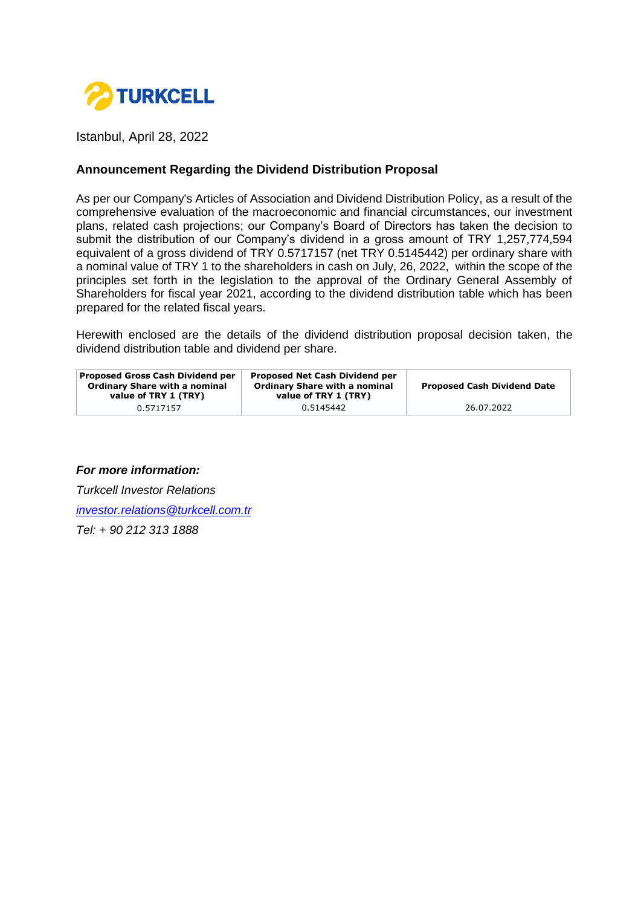TURKCELL

Istanbul, April 28, 2022

## Announcement Regarding the Dividend Distribution Proposal

As per our Company's Articles of Association and Dividend Distribution Policy, as a result of the comprehensive evaluation of the macroeconomic and financial circumstances, our investment plans, related cash projections; our Company's Board of Directors has taken the decision to submit the distribution of our Company's dividend in a gross amount of TRY 1,257,774,594 equivalent of a gross dividend of TRY 0.5717157 (net TRY 0.5145442) per ordinary share with a nominal value of TRY 1 to the shareholders in cash on July, 26, 2022, within the scope of the principles set forth in the legislation to the approval of the Ordinary General Assembly of Shareholders for fiscal year 2021, according to the dividend distribution table which has been prepared for the related fiscal years.

Herewith enclosed are the details of the dividend distribution proposal decision taken, the dividend distribution table and dividend per share.

| Proposed Gross Cash Dividend per Ordinary Share with a nominal value of TRY 1 (TRY) | Proposed Net Cash Dividend per Ordinary Share with a nominal value of TRY 1 (TRY) | Proposed Cash Dividend Date |
|---|---|---|
| 0.5717157 | 0.5145442 | 26.07.2022 |

***For more information:***

*Turkcell Investor Relations*

*investor.relations@turkcell.com.tr*

*Tel: + 90 212 313 1888*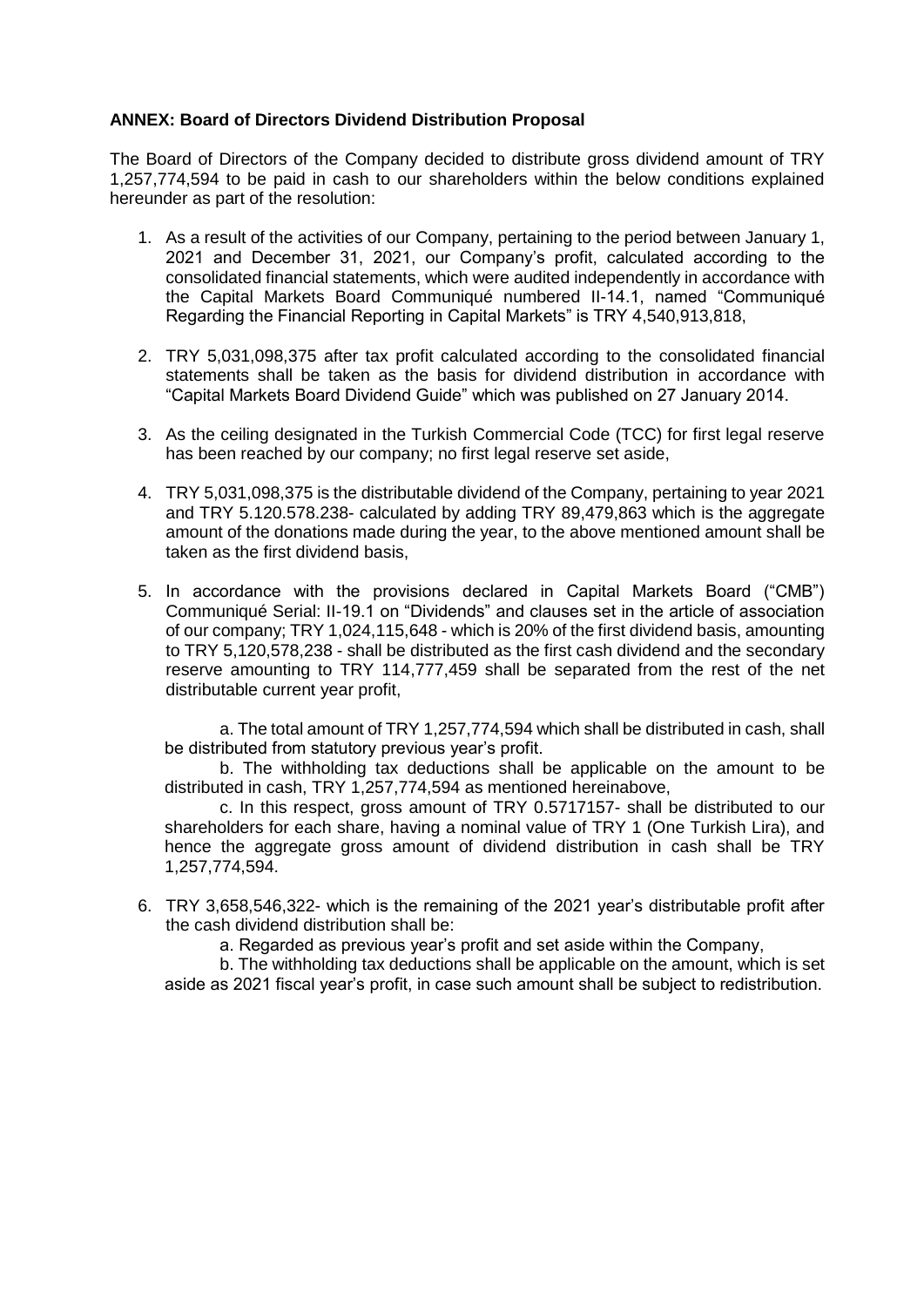**ANNEX: Board of Directors Dividend Distribution Proposal**

The Board of Directors of the Company decided to distribute gross dividend amount of TRY 1,257,774,594 to be paid in cash to our shareholders within the below conditions explained hereunder as part of the resolution:

1. As a result of the activities of our Company, pertaining to the period between January 1, 2021 and December 31, 2021, our Company's profit, calculated according to the consolidated financial statements, which were audited independently in accordance with the Capital Markets Board Communiqué numbered II-14.1, named "Communiqué Regarding the Financial Reporting in Capital Markets" is TRY 4,540,913,818,

2. TRY 5,031,098,375 after tax profit calculated according to the consolidated financial statements shall be taken as the basis for dividend distribution in accordance with "Capital Markets Board Dividend Guide" which was published on 27 January 2014.

3. As the ceiling designated in the Turkish Commercial Code (TCC) for first legal reserve has been reached by our company; no first legal reserve set aside,

4. TRY 5,031,098,375 is the distributable dividend of the Company, pertaining to year 2021 and TRY 5.120.578.238- calculated by adding TRY 89,479,863 which is the aggregate amount of the donations made during the year, to the above mentioned amount shall be taken as the first dividend basis,

5. In accordance with the provisions declared in Capital Markets Board ("CMB") Communiqué Serial: II-19.1 on "Dividends" and clauses set in the article of association of our company; TRY 1,024,115,648 - which is 20% of the first dividend basis, amounting to TRY 5,120,578,238 - shall be distributed as the first cash dividend and the secondary reserve amounting to TRY 114,777,459 shall be separated from the rest of the net distributable current year profit,

   a. The total amount of TRY 1,257,774,594 which shall be distributed in cash, shall be distributed from statutory previous year's profit.

   b. The withholding tax deductions shall be applicable on the amount to be distributed in cash, TRY 1,257,774,594 as mentioned hereinabove,

   c. In this respect, gross amount of TRY 0.5717157- shall be distributed to our shareholders for each share, having a nominal value of TRY 1 (One Turkish Lira), and hence the aggregate gross amount of dividend distribution in cash shall be TRY 1,257,774,594.

6. TRY 3,658,546,322- which is the remaining of the 2021 year's distributable profit after the cash dividend distribution shall be:

   a. Regarded as previous year's profit and set aside within the Company,

   b. The withholding tax deductions shall be applicable on the amount, which is set aside as 2021 fiscal year's profit, in case such amount shall be subject to redistribution.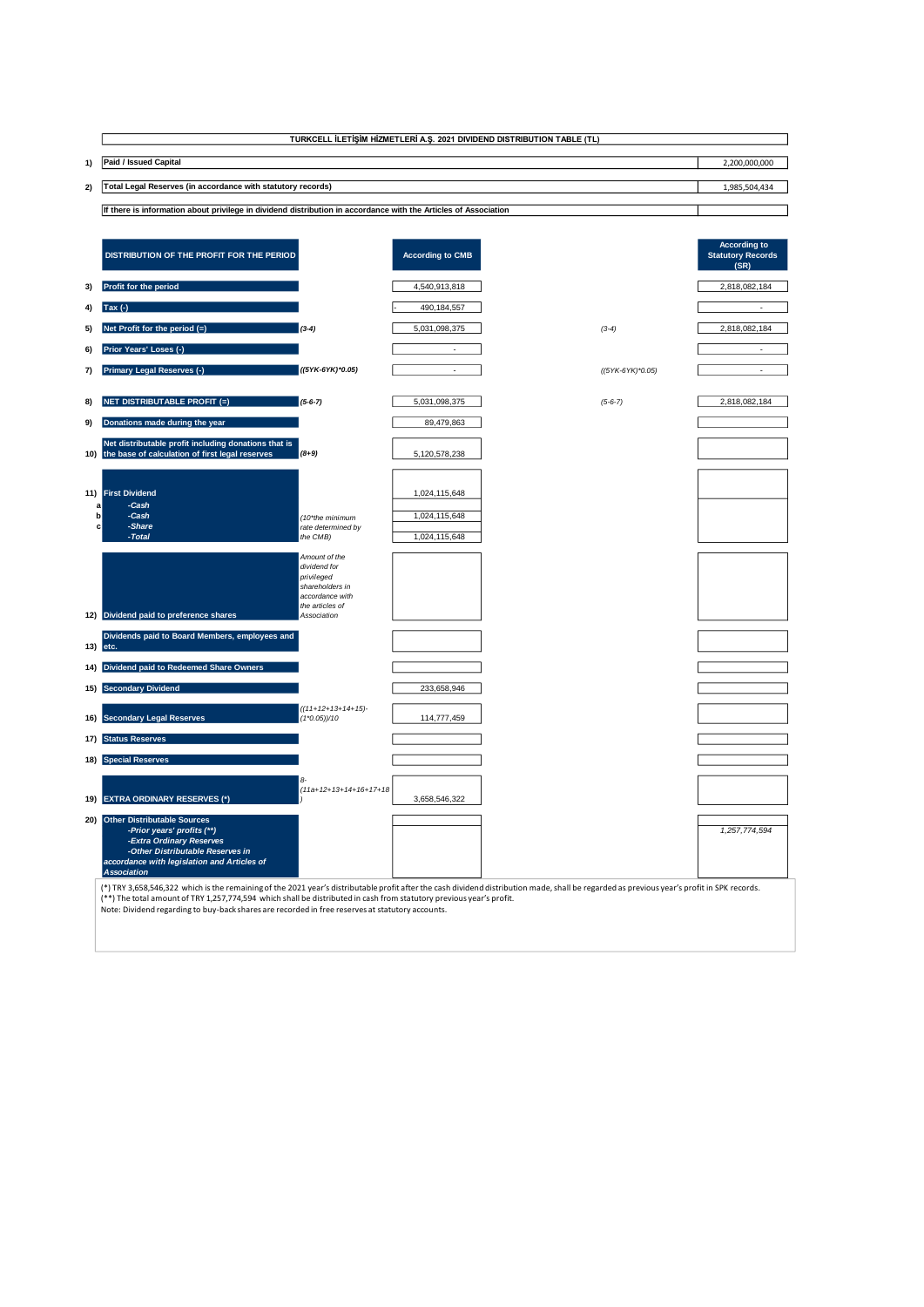**TURKCELL İLETİŞİM HİZMETLERİ A.Ş. 2021 DIVIDEND DISTRIBUTION TABLE (TL)**

| | | |
|---|---|---|
| 1) | Paid / Issued Capital | 2,200,000,000 |
| 2) | Total Legal Reserves (in accordance with statutory records) | 1,985,504,434 |
| | If there is information about privilege in dividend distribution in accordance with the Articles of Association | |

| | DISTRIBUTION OF THE PROFIT FOR THE PERIOD | | According to CMB | | According to Statutory Records (SR) |
|---|---|---|---|---|---|
| 3) | Profit for the period | | 4,540,913,818 | | 2,818,082,184 |
| 4) | Tax (-) | | - 490,184,557 | | - |
| 5) | Net Profit for the period (=) | *(3-4)* | 5,031,098,375 | *(3-4)* | 2,818,082,184 |
| 6) | Prior Years' Loses (-) | | - | | - |
| 7) | Primary Legal Reserves (-) | *((5YK-6YK)\*0.05)* | - | *((5YK-6YK)\*0.05)* | - |
| 8) | NET DISTRIBUTABLE PROFIT (=) | *(5-6-7)* | 5,031,098,375 | *(5-6-7)* | 2,818,082,184 |
| 9) | Donations made during the year | | 89,479,863 | | |
| 10) | Net distributable profit including donations that is the base of calculation of first legal reserves | *(8+9)* | 5,120,578,238 | | |
| 11) | First Dividend | | 1,024,115,648 | | |
| a | *-Cash* | | | | |
| b | *-Cash* | *(10\*the minimum rate determined by the CMB)* | 1,024,115,648 | | |
| c | *-Share* | | | | |
| | *-Total* | | 1,024,115,648 | | |
| 12) | Dividend paid to preference shares | *Amount of the dividend for privileged shareholders in accordance with the articles of Association* | | | |
| 13) | Dividends paid to Board Members, employees and etc. | | | | |
| 14) | Dividend paid to Redeemed Share Owners | | | | |
| 15) | Secondary Dividend | | 233,658,946 | | |
| 16) | Secondary Legal Reserves | *((11+12+13+14+15)-(1\*0.05))/10* | 114,777,459 | | |
| 17) | Status Reserves | | | | |
| 18) | Special Reserves | | | | |
| 19) | EXTRA ORDINARY RESERVES (\*) | *8-(11a+12+13+14+16+17+18)* | 3,658,546,322 | | |
| 20) | Other Distributable Sources<br>*-Prior years' profits (\*\*)*<br>*-Extra Ordinary Reserves*<br>*-Other Distributable Reserves in accordance with legislation and Articles of Association* | | | | *1,257,774,594* |

(\*) TRY 3,658,546,322 which is the remaining of the 2021 year's distributable profit after the cash dividend distribution made, shall be regarded as previous year's profit in SPK records.
(\*\*) The total amount of TRY 1,257,774,594 which shall be distributed in cash from statutory previous year's profit.
Note: Dividend regarding to buy-back shares are recorded in free reserves at statutory accounts.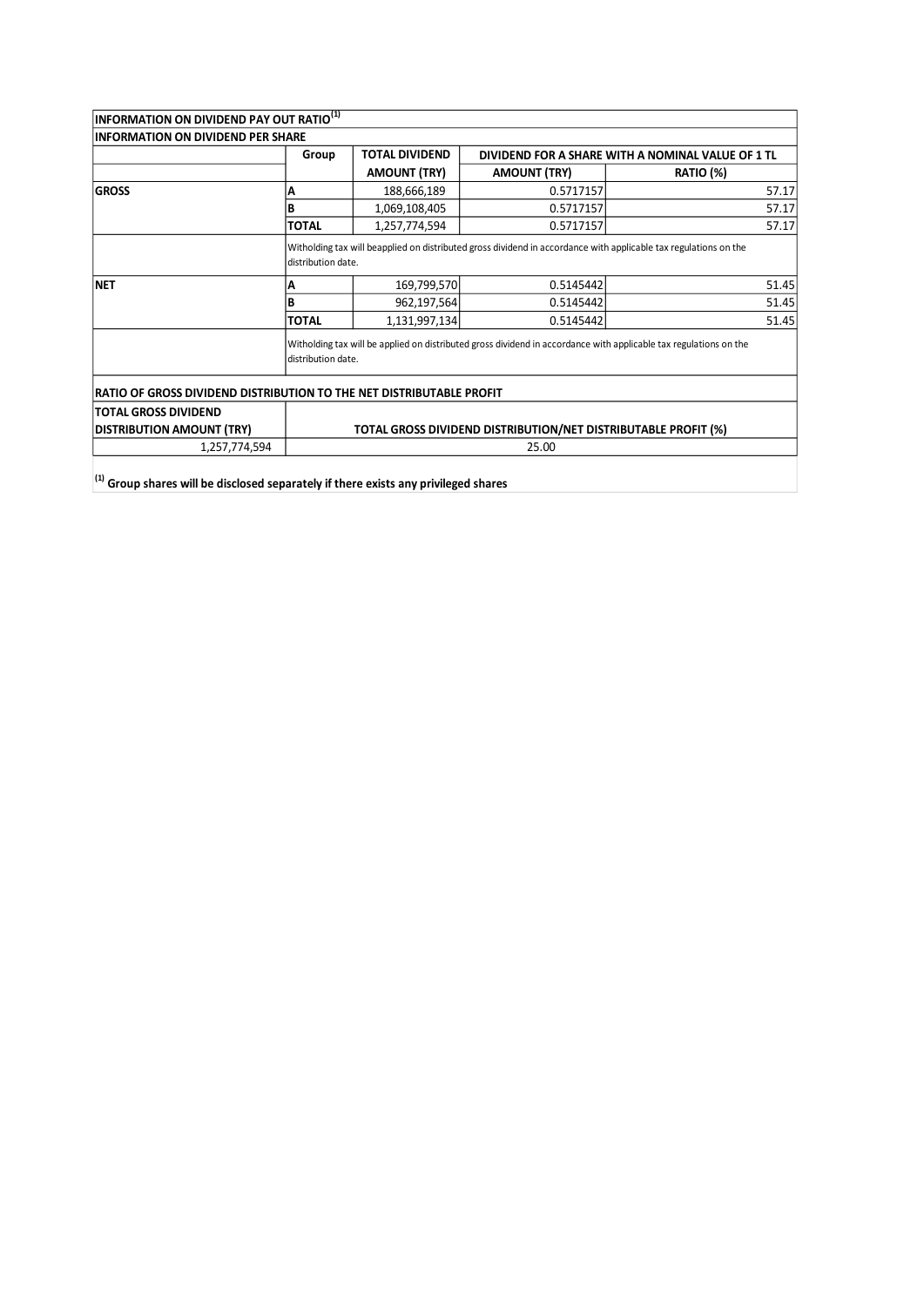**INFORMATION ON DIVIDEND PAY OUT RATIO[1]**

**INFORMATION ON DIVIDEND PER SHARE**

| | Group | TOTAL DIVIDEND AMOUNT (TRY) | DIVIDEND FOR A SHARE WITH A NOMINAL VALUE OF 1 TL | |
|---|---|---|---|---|
| | | | AMOUNT (TRY) | RATIO (%) |
| **GROSS** | A | 188,666,189 | 0.5717157 | 57.17 |
| | B | 1,069,108,405 | 0.5717157 | 57.17 |
| | TOTAL | 1,257,774,594 | 0.5717157 | 57.17 |
| | Witholding tax will beapplied on distributed gross dividend in accordance with applicable tax regulations on the distribution date. | | | |
| **NET** | A | 169,799,570 | 0.5145442 | 51.45 |
| | B | 962,197,564 | 0.5145442 | 51.45 |
| | TOTAL | 1,131,997,134 | 0.5145442 | 51.45 |
| | Witholding tax will be applied on distributed gross dividend in accordance with applicable tax regulations on the distribution date. | | | |

**RATIO OF GROSS DIVIDEND DISTRIBUTION TO THE NET DISTRIBUTABLE PROFIT**

| TOTAL GROSS DIVIDEND DISTRIBUTION AMOUNT (TRY) | TOTAL GROSS DIVIDEND DISTRIBUTION/NET DISTRIBUTABLE PROFIT (%) |
|---|---|
| 1,257,774,594 | 25.00 |

**[1] Group shares will be disclosed separately if there exists any privileged shares**